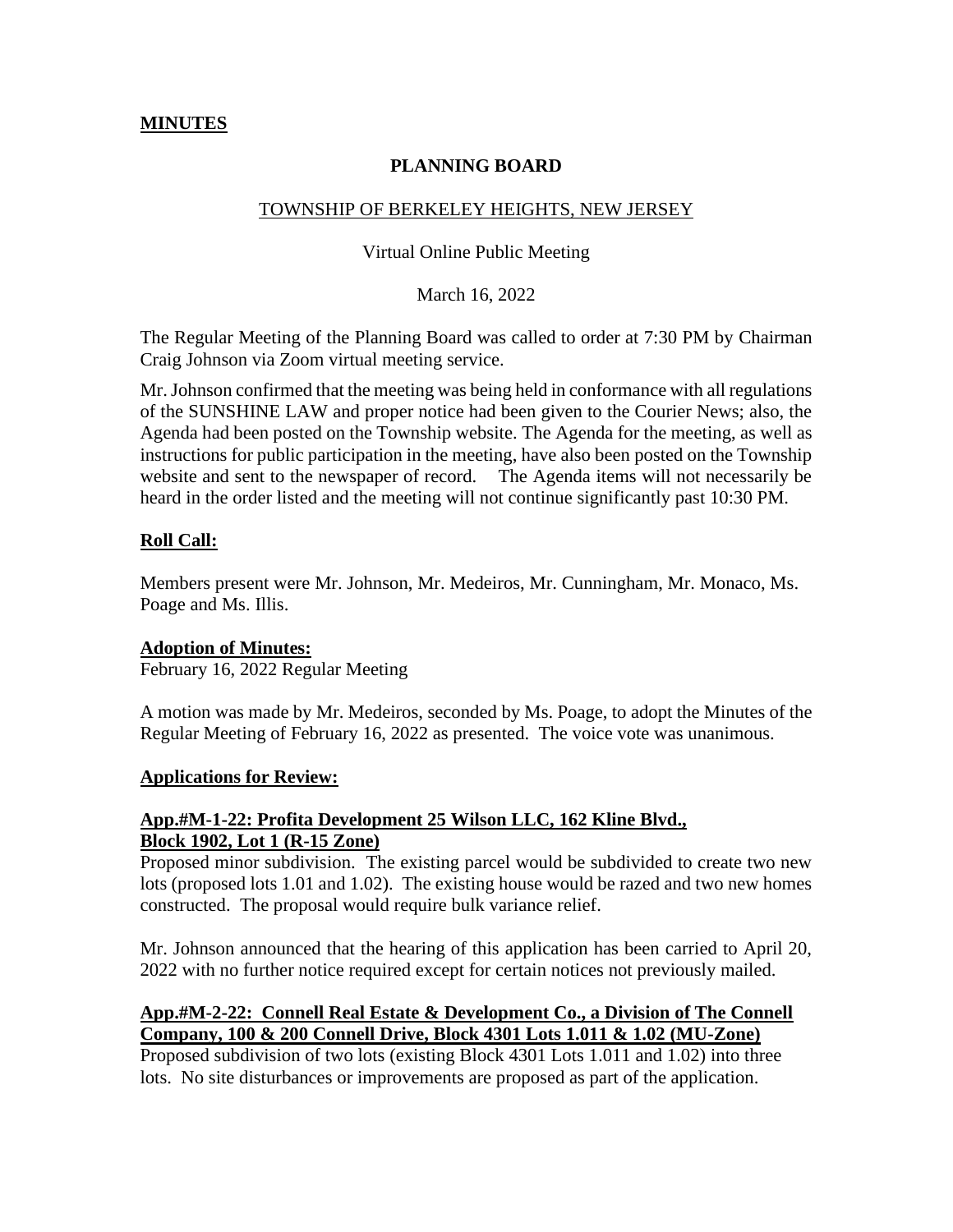**MINUTES**

**PLANNING BOARD**

TOWNSHIP OF BERKELEY HEIGHTS, NEW JERSEY

Virtual Online Public Meeting

March 16, 2022

The Regular Meeting of the Planning Board was called to order at 7:30 PM by Chairman Craig Johnson via Zoom virtual meeting service.

Mr. Johnson confirmed that the meeting was being held in conformance with all regulations of the SUNSHINE LAW and proper notice had been given to the Courier News; also, the Agenda had been posted on the Township website. The Agenda for the meeting, as well as instructions for public participation in the meeting, have also been posted on the Township website and sent to the newspaper of record. The Agenda items will not necessarily be heard in the order listed and the meeting will not continue significantly past 10:30 PM.

**Roll Call:**

Members present were Mr. Johnson, Mr. Medeiros, Mr. Cunningham, Mr. Monaco, Ms. Poage and Ms. Illis.

**Adoption of Minutes:**
February 16, 2022 Regular Meeting

A motion was made by Mr. Medeiros, seconded by Ms. Poage, to adopt the Minutes of the Regular Meeting of February 16, 2022 as presented. The voice vote was unanimous.

**Applications for Review:**

**App.#M-1-22: Profita Development 25 Wilson LLC, 162 Kline Blvd., Block 1902, Lot 1 (R-15 Zone)**
Proposed minor subdivision. The existing parcel would be subdivided to create two new lots (proposed lots 1.01 and 1.02). The existing house would be razed and two new homes constructed. The proposal would require bulk variance relief.

Mr. Johnson announced that the hearing of this application has been carried to April 20, 2022 with no further notice required except for certain notices not previously mailed.

**App.#M-2-22: Connell Real Estate & Development Co., a Division of The Connell Company, 100 & 200 Connell Drive, Block 4301 Lots 1.011 & 1.02 (MU-Zone)**
Proposed subdivision of two lots (existing Block 4301 Lots 1.011 and 1.02) into three lots. No site disturbances or improvements are proposed as part of the application.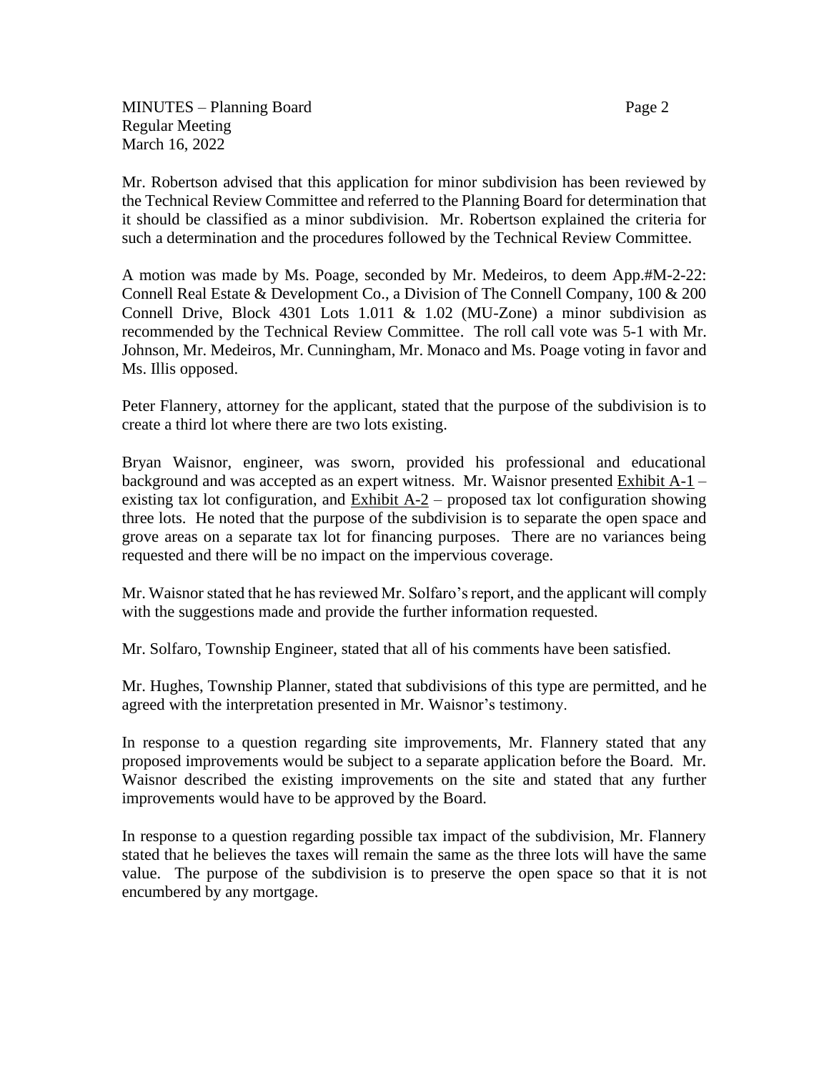Mr. Robertson advised that this application for minor subdivision has been reviewed by the Technical Review Committee and referred to the Planning Board for determination that it should be classified as a minor subdivision. Mr. Robertson explained the criteria for such a determination and the procedures followed by the Technical Review Committee.

A motion was made by Ms. Poage, seconded by Mr. Medeiros, to deem App.#M-2-22: Connell Real Estate & Development Co., a Division of The Connell Company, 100 & 200 Connell Drive, Block 4301 Lots 1.011 & 1.02 (MU-Zone) a minor subdivision as recommended by the Technical Review Committee. The roll call vote was 5-1 with Mr. Johnson, Mr. Medeiros, Mr. Cunningham, Mr. Monaco and Ms. Poage voting in favor and Ms. Illis opposed.

Peter Flannery, attorney for the applicant, stated that the purpose of the subdivision is to create a third lot where there are two lots existing.

Bryan Waisnor, engineer, was sworn, provided his professional and educational background and was accepted as an expert witness. Mr. Waisnor presented Exhibit A-1 – existing tax lot configuration, and Exhibit A-2 – proposed tax lot configuration showing three lots. He noted that the purpose of the subdivision is to separate the open space and grove areas on a separate tax lot for financing purposes. There are no variances being requested and there will be no impact on the impervious coverage.

Mr. Waisnor stated that he has reviewed Mr. Solfaro's report, and the applicant will comply with the suggestions made and provide the further information requested.

Mr. Solfaro, Township Engineer, stated that all of his comments have been satisfied.

Mr. Hughes, Township Planner, stated that subdivisions of this type are permitted, and he agreed with the interpretation presented in Mr. Waisnor's testimony.

In response to a question regarding site improvements, Mr. Flannery stated that any proposed improvements would be subject to a separate application before the Board. Mr. Waisnor described the existing improvements on the site and stated that any further improvements would have to be approved by the Board.

In response to a question regarding possible tax impact of the subdivision, Mr. Flannery stated that he believes the taxes will remain the same as the three lots will have the same value. The purpose of the subdivision is to preserve the open space so that it is not encumbered by any mortgage.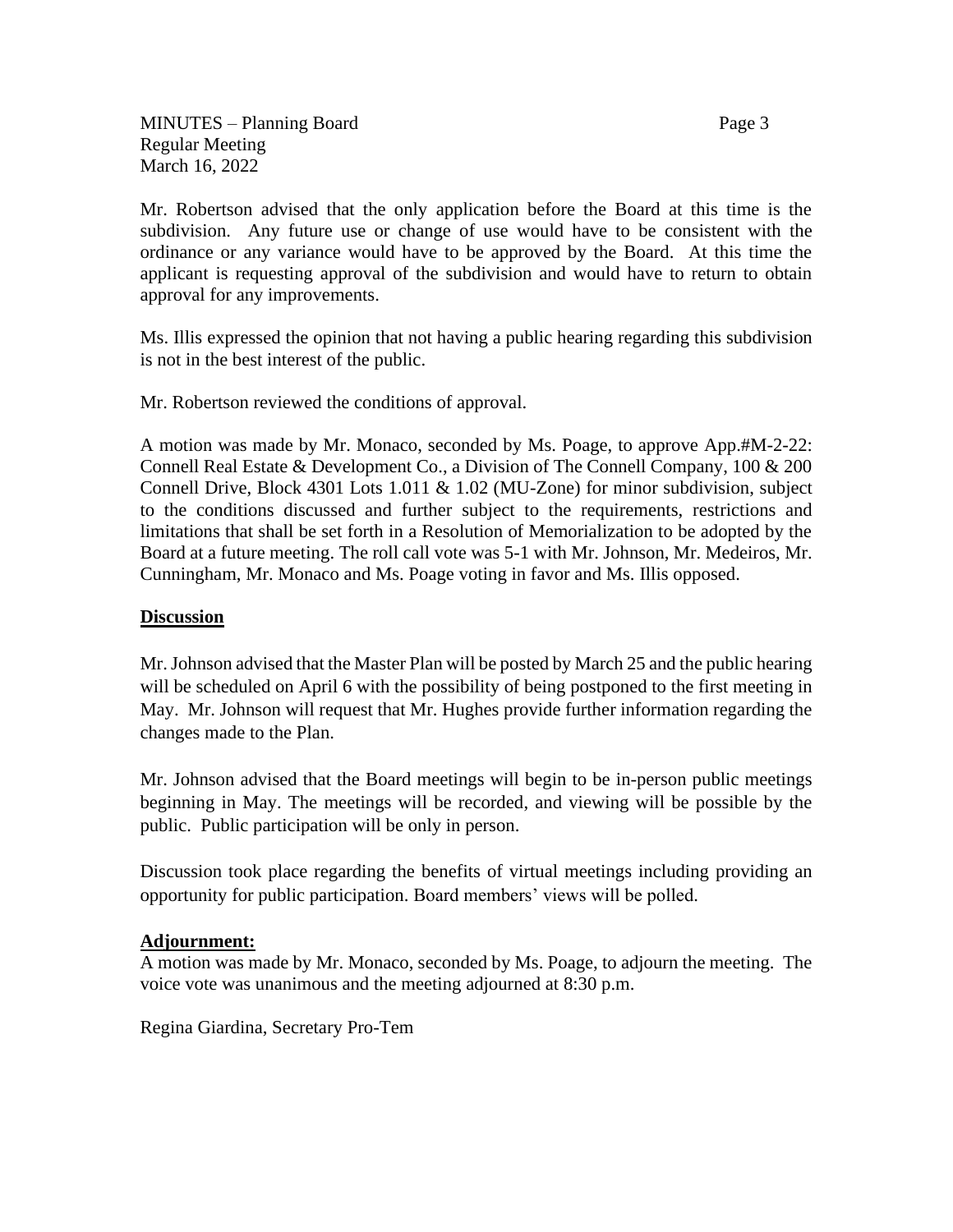Mr. Robertson advised that the only application before the Board at this time is the subdivision. Any future use or change of use would have to be consistent with the ordinance or any variance would have to be approved by the Board. At this time the applicant is requesting approval of the subdivision and would have to return to obtain approval for any improvements.

Ms. Illis expressed the opinion that not having a public hearing regarding this subdivision is not in the best interest of the public.

Mr. Robertson reviewed the conditions of approval.

A motion was made by Mr. Monaco, seconded by Ms. Poage, to approve App.#M-2-22: Connell Real Estate & Development Co., a Division of The Connell Company, 100 & 200 Connell Drive, Block 4301 Lots 1.011 & 1.02 (MU-Zone) for minor subdivision, subject to the conditions discussed and further subject to the requirements, restrictions and limitations that shall be set forth in a Resolution of Memorialization to be adopted by the Board at a future meeting. The roll call vote was 5-1 with Mr. Johnson, Mr. Medeiros, Mr. Cunningham, Mr. Monaco and Ms. Poage voting in favor and Ms. Illis opposed.

**Discussion**

Mr. Johnson advised that the Master Plan will be posted by March 25 and the public hearing will be scheduled on April 6 with the possibility of being postponed to the first meeting in May. Mr. Johnson will request that Mr. Hughes provide further information regarding the changes made to the Plan.

Mr. Johnson advised that the Board meetings will begin to be in-person public meetings beginning in May. The meetings will be recorded, and viewing will be possible by the public. Public participation will be only in person.

Discussion took place regarding the benefits of virtual meetings including providing an opportunity for public participation. Board members' views will be polled.

**Adjournment:**

A motion was made by Mr. Monaco, seconded by Ms. Poage, to adjourn the meeting. The voice vote was unanimous and the meeting adjourned at 8:30 p.m.

Regina Giardina, Secretary Pro-Tem